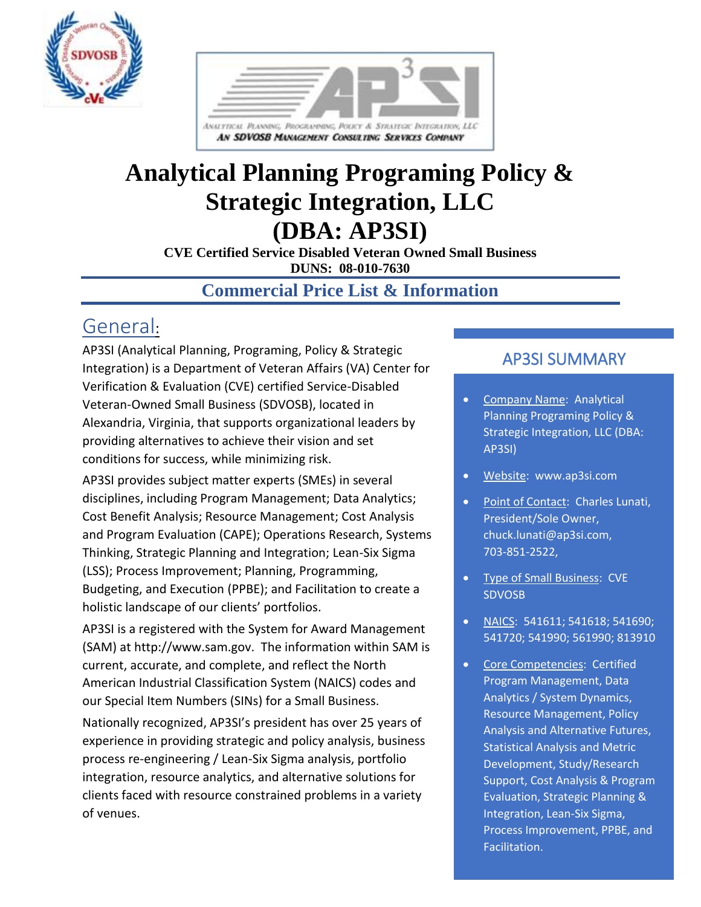# Analytical Planning Programing Policy & Strategic Integration, LLC (DBA: AP3SI)

**CVE Certified Service Disabled Veteran Owned Small Business**
**DUNS: 08-010-7630**

## Commercial Price List & Information

## General:

AP3SI (Analytical Planning, Programing, Policy & Strategic Integration) is a Department of Veteran Affairs (VA) Center for Verification & Evaluation (CVE) certified Service-Disabled Veteran-Owned Small Business (SDVOSB), located in Alexandria, Virginia, that supports organizational leaders by providing alternatives to achieve their vision and set conditions for success, while minimizing risk.

AP3SI provides subject matter experts (SMEs) in several disciplines, including Program Management; Data Analytics; Cost Benefit Analysis; Resource Management; Cost Analysis and Program Evaluation (CAPE); Operations Research, Systems Thinking, Strategic Planning and Integration; Lean-Six Sigma (LSS); Process Improvement; Planning, Programming, Budgeting, and Execution (PPBE); and Facilitation to create a holistic landscape of our clients' portfolios.

AP3SI is a registered with the System for Award Management (SAM) at http://www.sam.gov. The information within SAM is current, accurate, and complete, and reflect the North American Industrial Classification System (NAICS) codes and our Special Item Numbers (SINs) for a Small Business.

Nationally recognized, AP3SI's president has over 25 years of experience in providing strategic and policy analysis, business process re-engineering / Lean-Six Sigma analysis, portfolio integration, resource analytics, and alternative solutions for clients faced with resource constrained problems in a variety of venues.

## AP3SI SUMMARY

- Company Name: Analytical Planning Programing Policy & Strategic Integration, LLC (DBA: AP3SI)
- Website: www.ap3si.com
- Point of Contact: Charles Lunati, President/Sole Owner, chuck.lunati@ap3si.com, 703-851-2522,
- Type of Small Business: CVE SDVOSB
- NAICS: 541611; 541618; 541690; 541720; 541990; 561990; 813910
- Core Competencies: Certified Program Management, Data Analytics / System Dynamics, Resource Management, Policy Analysis and Alternative Futures, Statistical Analysis and Metric Development, Study/Research Support, Cost Analysis & Program Evaluation, Strategic Planning & Integration, Lean-Six Sigma, Process Improvement, PPBE, and Facilitation.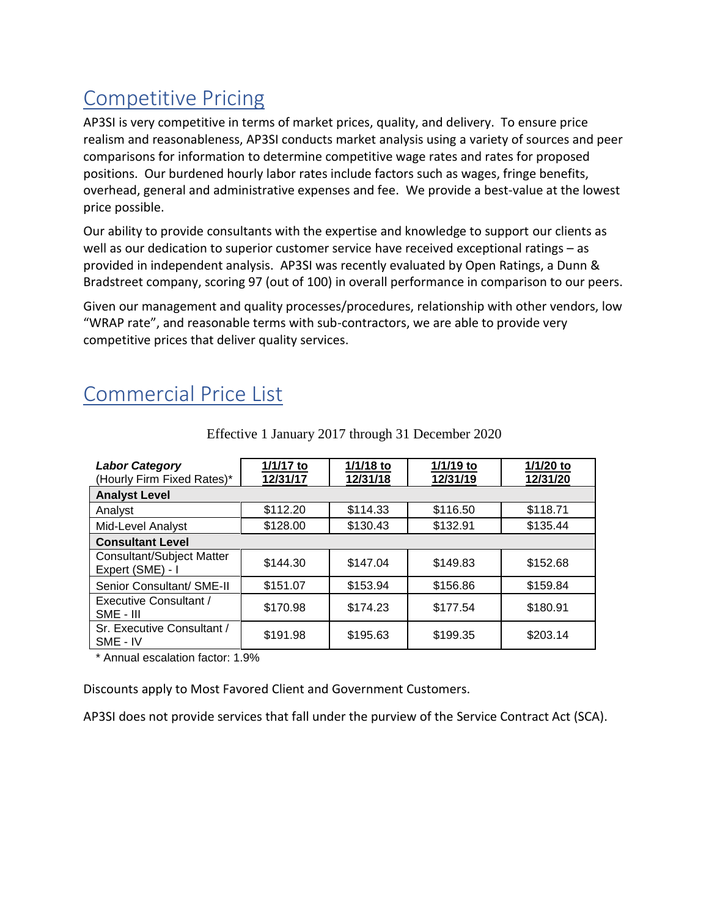## Competitive Pricing

AP3SI is very competitive in terms of market prices, quality, and delivery. To ensure price realism and reasonableness, AP3SI conducts market analysis using a variety of sources and peer comparisons for information to determine competitive wage rates and rates for proposed positions. Our burdened hourly labor rates include factors such as wages, fringe benefits, overhead, general and administrative expenses and fee. We provide a best-value at the lowest price possible.

Our ability to provide consultants with the expertise and knowledge to support our clients as well as our dedication to superior customer service have received exceptional ratings – as provided in independent analysis. AP3SI was recently evaluated by Open Ratings, a Dunn & Bradstreet company, scoring 97 (out of 100) in overall performance in comparison to our peers.

Given our management and quality processes/procedures, relationship with other vendors, low "WRAP rate", and reasonable terms with sub-contractors, we are able to provide very competitive prices that deliver quality services.

## Commercial Price List

Effective 1 January 2017 through 31 December 2020

| ***Labor Category*** (Hourly Firm Fixed Rates)* | **1/1/17 to 12/31/17** | **1/1/18 to 12/31/18** | **1/1/19 to 12/31/19** | **1/1/20 to 12/31/20** |
|---|---|---|---|---|
| **Analyst Level** | | | | |
| Analyst | $112.20 | $114.33 | $116.50 | $118.71 |
| Mid-Level Analyst | $128.00 | $130.43 | $132.91 | $135.44 |
| **Consultant Level** | | | | |
| Consultant/Subject Matter Expert (SME) - I | $144.30 | $147.04 | $149.83 | $152.68 |
| Senior Consultant/ SME-II | $151.07 | $153.94 | $156.86 | $159.84 |
| Executive Consultant / SME - III | $170.98 | $174.23 | $177.54 | $180.91 |
| Sr. Executive Consultant / SME - IV | $191.98 | $195.63 | $199.35 | $203.14 |

* Annual escalation factor: 1.9%

Discounts apply to Most Favored Client and Government Customers.

AP3SI does not provide services that fall under the purview of the Service Contract Act (SCA).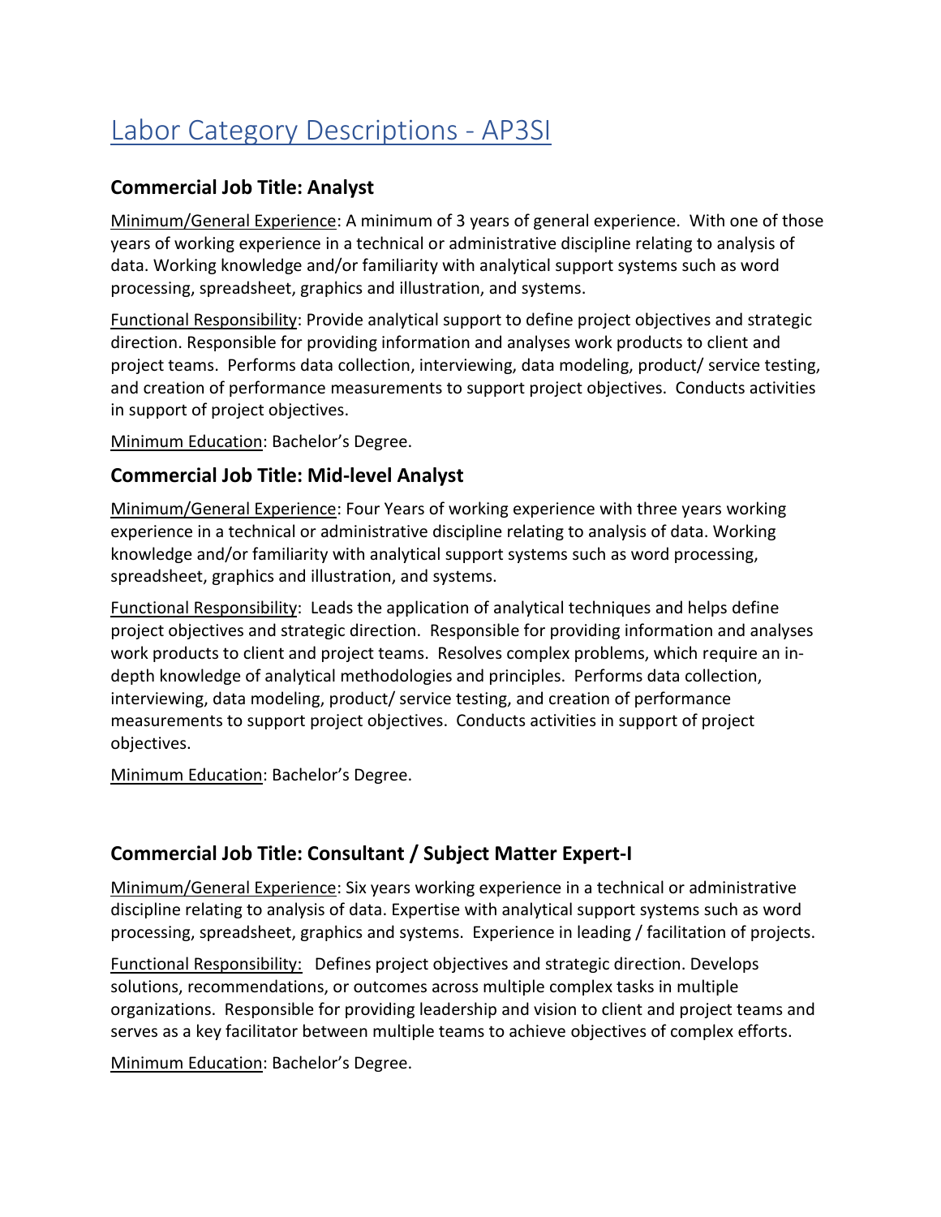# Labor Category Descriptions - AP3SI

### Commercial Job Title: Analyst

Minimum/General Experience: A minimum of 3 years of general experience. With one of those years of working experience in a technical or administrative discipline relating to analysis of data. Working knowledge and/or familiarity with analytical support systems such as word processing, spreadsheet, graphics and illustration, and systems.

Functional Responsibility: Provide analytical support to define project objectives and strategic direction. Responsible for providing information and analyses work products to client and project teams. Performs data collection, interviewing, data modeling, product/ service testing, and creation of performance measurements to support project objectives. Conducts activities in support of project objectives.

Minimum Education: Bachelor's Degree.

### Commercial Job Title: Mid-level Analyst

Minimum/General Experience: Four Years of working experience with three years working experience in a technical or administrative discipline relating to analysis of data. Working knowledge and/or familiarity with analytical support systems such as word processing, spreadsheet, graphics and illustration, and systems.

Functional Responsibility: Leads the application of analytical techniques and helps define project objectives and strategic direction. Responsible for providing information and analyses work products to client and project teams. Resolves complex problems, which require an in-depth knowledge of analytical methodologies and principles. Performs data collection, interviewing, data modeling, product/ service testing, and creation of performance measurements to support project objectives. Conducts activities in support of project objectives.

Minimum Education: Bachelor's Degree.

### Commercial Job Title: Consultant / Subject Matter Expert-I

Minimum/General Experience: Six years working experience in a technical or administrative discipline relating to analysis of data. Expertise with analytical support systems such as word processing, spreadsheet, graphics and systems. Experience in leading / facilitation of projects.

Functional Responsibility: Defines project objectives and strategic direction. Develops solutions, recommendations, or outcomes across multiple complex tasks in multiple organizations. Responsible for providing leadership and vision to client and project teams and serves as a key facilitator between multiple teams to achieve objectives of complex efforts.

Minimum Education: Bachelor's Degree.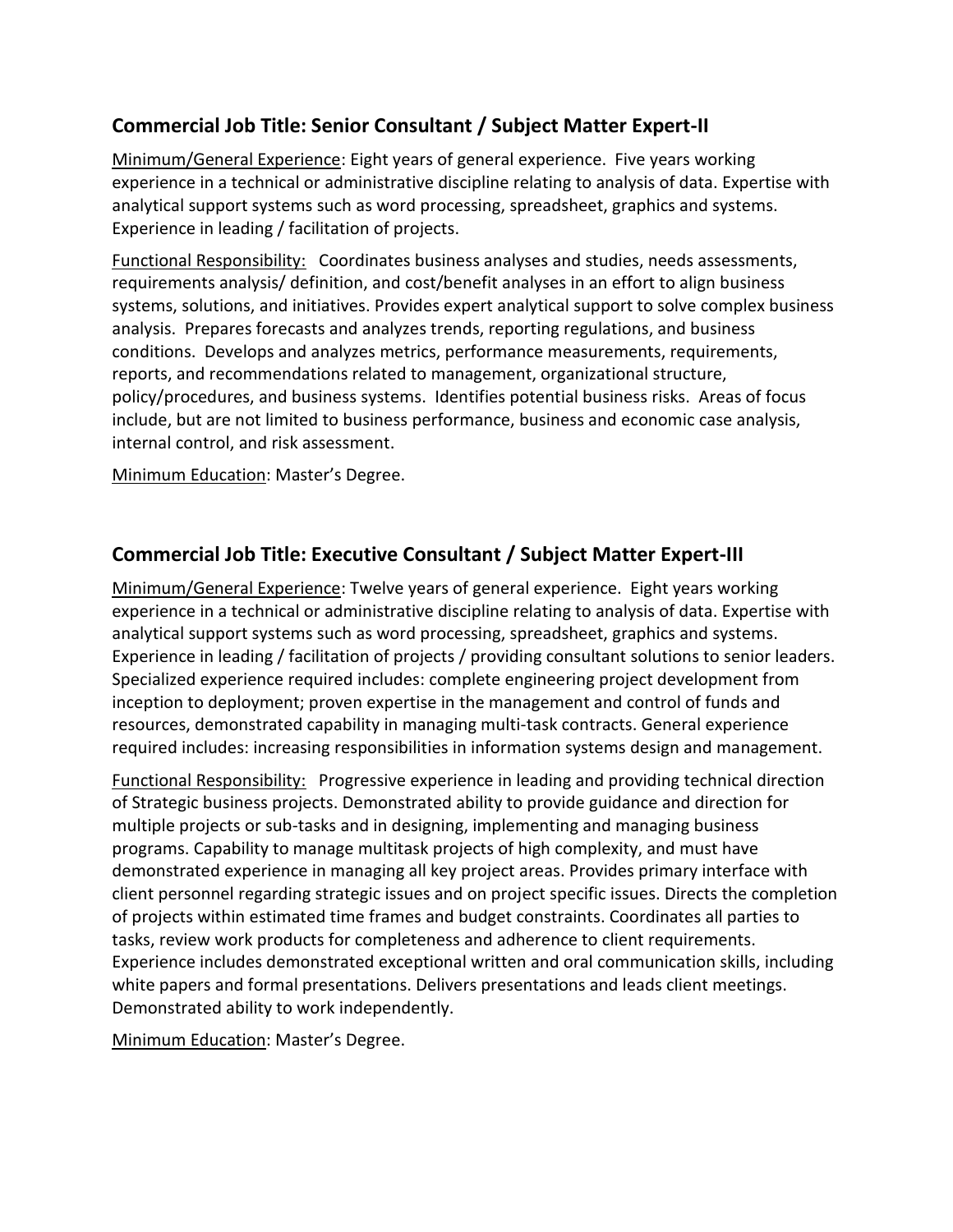## Commercial Job Title: Senior Consultant / Subject Matter Expert-II

Minimum/General Experience: Eight years of general experience. Five years working experience in a technical or administrative discipline relating to analysis of data. Expertise with analytical support systems such as word processing, spreadsheet, graphics and systems. Experience in leading / facilitation of projects.

Functional Responsibility: Coordinates business analyses and studies, needs assessments, requirements analysis/ definition, and cost/benefit analyses in an effort to align business systems, solutions, and initiatives. Provides expert analytical support to solve complex business analysis. Prepares forecasts and analyzes trends, reporting regulations, and business conditions. Develops and analyzes metrics, performance measurements, requirements, reports, and recommendations related to management, organizational structure, policy/procedures, and business systems. Identifies potential business risks. Areas of focus include, but are not limited to business performance, business and economic case analysis, internal control, and risk assessment.

Minimum Education: Master's Degree.

## Commercial Job Title: Executive Consultant / Subject Matter Expert-III

Minimum/General Experience: Twelve years of general experience. Eight years working experience in a technical or administrative discipline relating to analysis of data. Expertise with analytical support systems such as word processing, spreadsheet, graphics and systems. Experience in leading / facilitation of projects / providing consultant solutions to senior leaders. Specialized experience required includes: complete engineering project development from inception to deployment; proven expertise in the management and control of funds and resources, demonstrated capability in managing multi-task contracts. General experience required includes: increasing responsibilities in information systems design and management.

Functional Responsibility: Progressive experience in leading and providing technical direction of Strategic business projects. Demonstrated ability to provide guidance and direction for multiple projects or sub-tasks and in designing, implementing and managing business programs. Capability to manage multitask projects of high complexity, and must have demonstrated experience in managing all key project areas. Provides primary interface with client personnel regarding strategic issues and on project specific issues. Directs the completion of projects within estimated time frames and budget constraints. Coordinates all parties to tasks, review work products for completeness and adherence to client requirements. Experience includes demonstrated exceptional written and oral communication skills, including white papers and formal presentations. Delivers presentations and leads client meetings. Demonstrated ability to work independently.

Minimum Education: Master's Degree.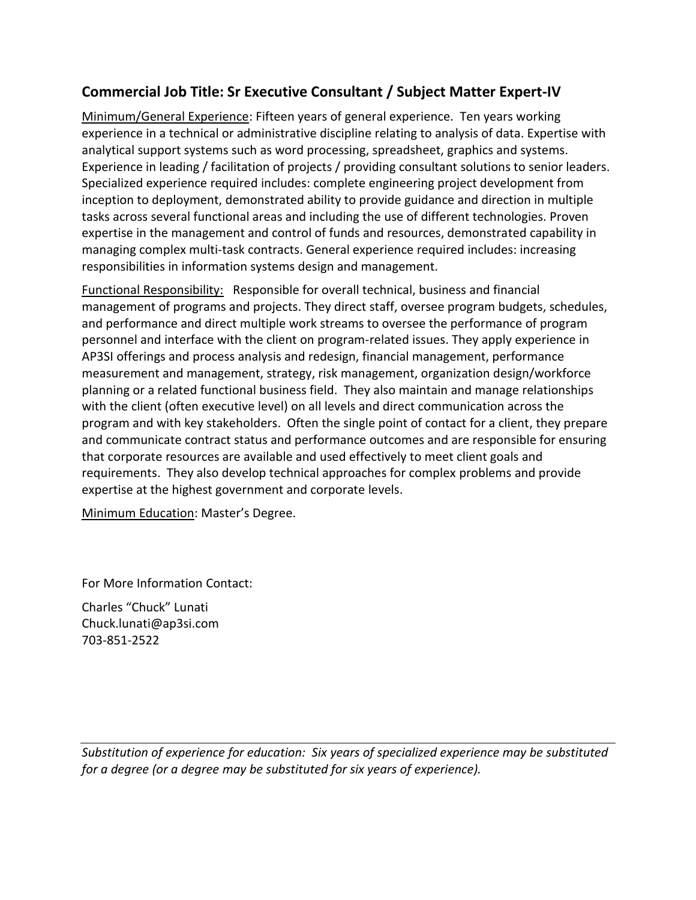## Commercial Job Title: Sr Executive Consultant / Subject Matter Expert-IV

Minimum/General Experience: Fifteen years of general experience. Ten years working experience in a technical or administrative discipline relating to analysis of data. Expertise with analytical support systems such as word processing, spreadsheet, graphics and systems. Experience in leading / facilitation of projects / providing consultant solutions to senior leaders. Specialized experience required includes: complete engineering project development from inception to deployment, demonstrated ability to provide guidance and direction in multiple tasks across several functional areas and including the use of different technologies. Proven expertise in the management and control of funds and resources, demonstrated capability in managing complex multi-task contracts. General experience required includes: increasing responsibilities in information systems design and management.

Functional Responsibility: Responsible for overall technical, business and financial management of programs and projects. They direct staff, oversee program budgets, schedules, and performance and direct multiple work streams to oversee the performance of program personnel and interface with the client on program-related issues. They apply experience in AP3SI offerings and process analysis and redesign, financial management, performance measurement and management, strategy, risk management, organization design/workforce planning or a related functional business field. They also maintain and manage relationships with the client (often executive level) on all levels and direct communication across the program and with key stakeholders. Often the single point of contact for a client, they prepare and communicate contract status and performance outcomes and are responsible for ensuring that corporate resources are available and used effectively to meet client goals and requirements. They also develop technical approaches for complex problems and provide expertise at the highest government and corporate levels.

Minimum Education: Master's Degree.

For More Information Contact:

Charles "Chuck" Lunati
Chuck.lunati@ap3si.com
703-851-2522

*Substitution of experience for education: Six years of specialized experience may be substituted for a degree (or a degree may be substituted for six years of experience).*